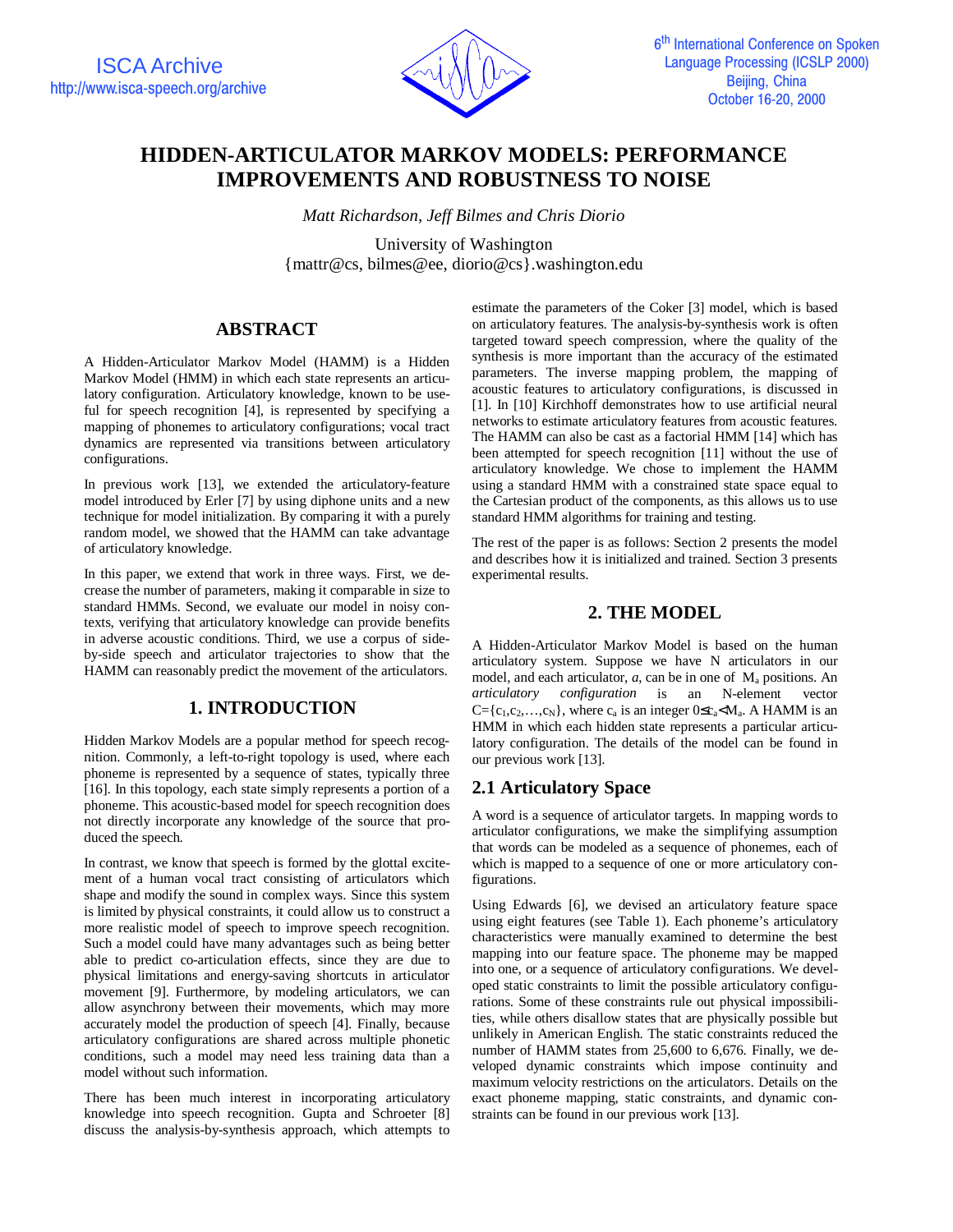# HIDDEN-ARTICULATOR MARKOV MODELS: PERFORMANCE IMPROVEMENTS AND ROBUSTNESS TO NOISE

*Matt Richardson, Jeff Bilmes and Chris Diorio*

University of Washington
{mattr@cs, bilmes@ee, diorio@cs}.washington.edu

## ABSTRACT

A Hidden-Articulator Markov Model (HAMM) is a Hidden Markov Model (HMM) in which each state represents an articulatory configuration. Articulatory knowledge, known to be useful for speech recognition [4], is represented by specifying a mapping of phonemes to articulatory configurations; vocal tract dynamics are represented via transitions between articulatory configurations.

In previous work [13], we extended the articulatory-feature model introduced by Erler [7] by using diphone units and a new technique for model initialization. By comparing it with a purely random model, we showed that the HAMM can take advantage of articulatory knowledge.

In this paper, we extend that work in three ways. First, we decrease the number of parameters, making it comparable in size to standard HMMs. Second, we evaluate our model in noisy contexts, verifying that articulatory knowledge can provide benefits in adverse acoustic conditions. Third, we use a corpus of side-by-side speech and articulator trajectories to show that the HAMM can reasonably predict the movement of the articulators.

## 1. INTRODUCTION

Hidden Markov Models are a popular method for speech recognition. Commonly, a left-to-right topology is used, where each phoneme is represented by a sequence of states, typically three [16]. In this topology, each state simply represents a portion of a phoneme. This acoustic-based model for speech recognition does not directly incorporate any knowledge of the source that produced the speech.

In contrast, we know that speech is formed by the glottal excitement of a human vocal tract consisting of articulators which shape and modify the sound in complex ways. Since this system is limited by physical constraints, it could allow us to construct a more realistic model of speech to improve speech recognition. Such a model could have many advantages such as being better able to predict co-articulation effects, since they are due to physical limitations and energy-saving shortcuts in articulator movement [9]. Furthermore, by modeling articulators, we can allow asynchrony between their movements, which may more accurately model the production of speech [4]. Finally, because articulatory configurations are shared across multiple phonetic conditions, such a model may need less training data than a model without such information.

There has been much interest in incorporating articulatory knowledge into speech recognition. Gupta and Schroeter [8] discuss the analysis-by-synthesis approach, which attempts to estimate the parameters of the Coker [3] model, which is based on articulatory features. The analysis-by-synthesis work is often targeted toward speech compression, where the quality of the synthesis is more important than the accuracy of the estimated parameters. The inverse mapping problem, the mapping of acoustic features to articulatory configurations, is discussed in [1]. In [10] Kirchhoff demonstrates how to use artificial neural networks to estimate articulatory features from acoustic features. The HAMM can also be cast as a factorial HMM [14] which has been attempted for speech recognition [11] without the use of articulatory knowledge. We chose to implement the HAMM using a standard HMM with a constrained state space equal to the Cartesian product of the components, as this allows us to use standard HMM algorithms for training and testing.

The rest of the paper is as follows: Section 2 presents the model and describes how it is initialized and trained. Section 3 presents experimental results.

## 2. THE MODEL

A Hidden-Articulator Markov Model is based on the human articulatory system. Suppose we have N articulators in our model, and each articulator, *a*, can be in one of $M_a$ positions. An *articulatory configuration* is an N-element vector $C=\{c_1,c_2,\ldots,c_N\}$, where $c_a$ is an integer $0 \le c_a < M_a$. A HAMM is an HMM in which each hidden state represents a particular articulatory configuration. The details of the model can be found in our previous work [13].

### 2.1 Articulatory Space

A word is a sequence of articulator targets. In mapping words to articulator configurations, we make the simplifying assumption that words can be modeled as a sequence of phonemes, each of which is mapped to a sequence of one or more articulatory configurations.

Using Edwards [6], we devised an articulatory feature space using eight features (see Table 1). Each phoneme's articulatory characteristics were manually examined to determine the best mapping into our feature space. The phoneme may be mapped into one, or a sequence of articulatory configurations. We developed static constraints to limit the possible articulatory configurations. Some of these constraints rule out physical impossibilities, while others disallow states that are physically possible but unlikely in American English. The static constraints reduced the number of HAMM states from 25,600 to 6,676. Finally, we developed dynamic constraints which impose continuity and maximum velocity restrictions on the articulators. Details on the exact phoneme mapping, static constraints, and dynamic constraints can be found in our previous work [13].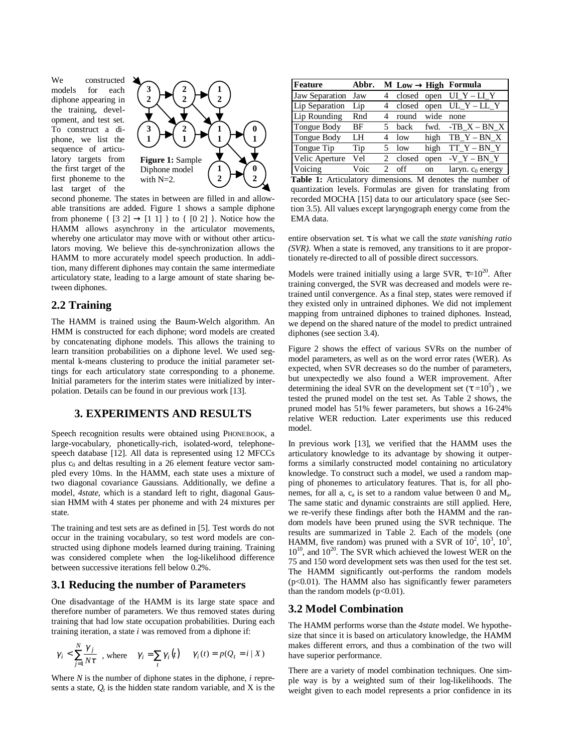We constructed models for each diphone appearing in the training, development, and test set. To construct a diphone, we list the sequence of articulatory targets from the first target of the first phoneme to the last target of the second phoneme. The states in between are filled in and allowable transitions are added. Figure 1 shows a sample diphone from phoneme { [3 2] → [1 1] } to { [0 2] }. Notice how the HAMM allows asynchrony in the articulator movements, whereby one articulator may move with or without other articulators moving. We believe this de-synchronization allows the HAMM to more accurately model speech production. In addition, many different diphones may contain the same intermediate articulatory state, leading to a large amount of state sharing between diphones.

**Figure 1:** Sample Diphone model with N=2.

## 2.2 Training

The HAMM is trained using the Baum-Welch algorithm. An HMM is constructed for each diphone; word models are created by concatenating diphone models. This allows the training to learn transition probabilities on a diphone level. We used segmental k-means clustering to produce the initial parameter settings for each articulatory state corresponding to a phoneme. Initial parameters for the interim states were initialized by interpolation. Details can be found in our previous work [13].

# 3. EXPERIMENTS AND RESULTS

Speech recognition results were obtained using PHONEBOOK, a large-vocabulary, phonetically-rich, isolated-word, telephone-speech database [12]. All data is represented using 12 MFCCs plus $c_0$ and deltas resulting in a 26 element feature vector sampled every 10ms. In the HAMM, each state uses a mixture of two diagonal covariance Gaussians. Additionally, we define a model, *4state*, which is a standard left to right, diagonal Gaussian HMM with 4 states per phoneme and with 24 mixtures per state.

The training and test sets are as defined in [5]. Test words do not occur in the training vocabulary, so test word models are constructed using diphone models learned during training. Training was considered complete when the log-likelihood difference between successive iterations fell below 0.2%.

## 3.1 Reducing the number of Parameters

One disadvantage of the HAMM is its large state space and therefore number of parameters. We thus removed states during training that had low state occupation probabilities. During each training iteration, a state *i* was removed from a diphone if:

$$\gamma_i < \sum_{j=1}^{N} \frac{\gamma_j}{N\tau} \text{ , where } \quad \gamma_i = \sum_t \gamma_i(t) \quad \gamma_i(t) = p(Q_t = i \mid X)$$

Where *N* is the number of diphone states in the diphone, *i* represents a state, $Q_t$ is the hidden state random variable, and X is the entire observation set. $\tau$ is what we call the *state vanishing ratio (SVR)*. When a state is removed, any transitions to it are proportionately re-directed to all of possible direct successors.

| Feature | Abbr. | M | Low → | High | Formula |
|---|---|---|---|---|---|
| Jaw Separation | Jaw | 4 | closed | open | UI_Y – LI_Y |
| Lip Separation | Lip | 4 | closed | open | UL_Y – LL_Y |
| Lip Rounding | Rnd | 4 | round | wide | none |
| Tongue Body | BF | 5 | back | fwd. | -TB_X – BN_X |
| Tongue Body | LH | 4 | low | high | TB_Y – BN_X |
| Tongue Tip | Tip | 5 | low | high | TT_Y – BN_Y |
| Velic Aperture | Vel | 2 | closed | open | -V_Y – BN_Y |
| Voicing | Voic | 2 | off | on | laryn. $c_0$ energy |

**Table 1:** Articulatory dimensions. M denotes the number of quantization levels. Formulas are given for translating from recorded MOCHA [15] data to our articulatory space (see Section 3.5). All values except laryngograph energy come from the EMA data.

Models were trained initially using a large SVR, $\tau=10^{20}$. After training converged, the SVR was decreased and models were retrained until convergence. As a final step, states were removed if they existed only in untrained diphones. We did not implement mapping from untrained diphones to trained diphones. Instead, we depend on the shared nature of the model to predict untrained diphones (see section 3.4).

Figure 2 shows the effect of various SVRs on the number of model parameters, as well as on the word error rates (WER). As expected, when SVR decreases so do the number of parameters, but unexpectedly we also found a WER improvement. After determining the ideal SVR on the development set ($\tau=10^5$), we tested the pruned model on the test set. As Table 2 shows, the pruned model has 51% fewer parameters, but shows a 16-24% relative WER reduction. Later experiments use this reduced model.

In previous work [13], we verified that the HAMM uses the articulatory knowledge to its advantage by showing it outperforms a similarly constructed model containing no articulatory knowledge. To construct such a model, we used a random mapping of phonemes to articulatory features. That is, for all phonemes, for all a, $c_a$ is set to a random value between 0 and $M_a$. The same static and dynamic constraints are still applied. Here, we re-verify these findings after both the HAMM and the random models have been pruned using the SVR technique. The results are summarized in Table 2. Each of the models (one HAMM, five random) was pruned with a SVR of $10^2$, $10^3$, $10^5$, $10^{10}$, and $10^{20}$. The SVR which achieved the lowest WER on the 75 and 150 word development sets was then used for the test set. The HAMM significantly out-performs the random models ($p<0.01$). The HAMM also has significantly fewer parameters than the random models ($p<0.01$).

## 3.2 Model Combination

The HAMM performs worse than the *4state* model. We hypothesize that since it is based on articulatory knowledge, the HAMM makes different errors, and thus a combination of the two will have superior performance.

There are a variety of model combination techniques. One simple way is by a weighted sum of their log-likelihoods. The weight given to each model represents a prior confidence in its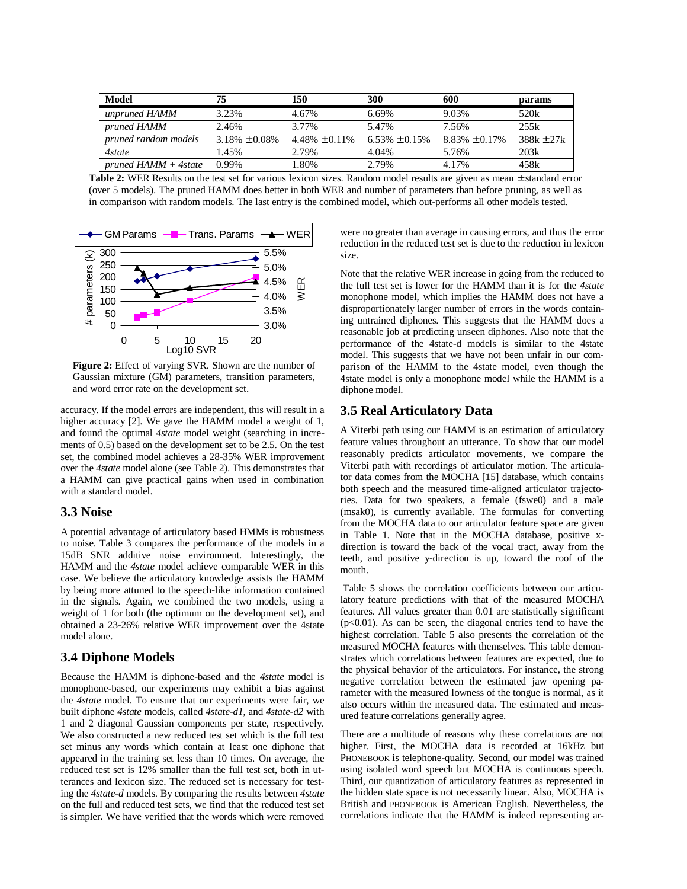| Model | 75 | 150 | 300 | 600 | params |
|---|---|---|---|---|---|
| *unpruned HAMM* | 3.23% | 4.67% | 6.69% | 9.03% | 520k |
| *pruned HAMM* | 2.46% | 3.77% | 5.47% | 7.56% | 255k |
| *pruned random models* | 3.18% ± 0.08% | 4.48% ± 0.11% | 6.53% ± 0.15% | 8.83% ± 0.17% | 388k ± 27k |
| *4state* | 1.45% | 2.79% | 4.04% | 5.76% | 203k |
| *pruned HAMM + 4state* | 0.99% | 1.80% | 2.79% | 4.17% | 458k |

**Table 2:** WER Results on the test set for various lexicon sizes. Random model results are given as mean ± standard error (over 5 models). The pruned HAMM does better in both WER and number of parameters than before pruning, as well as in comparison with random models. The last entry is the combined model, which out-performs all other models tested.

**Figure 2:** Effect of varying SVR. Shown are the number of Gaussian mixture (GM) parameters, transition parameters, and word error rate on the development set.

accuracy. If the model errors are independent, this will result in a higher accuracy [2]. We gave the HAMM model a weight of 1, and found the optimal *4state* model weight (searching in increments of 0.5) based on the development set to be 2.5. On the test set, the combined model achieves a 28-35% WER improvement over the *4state* model alone (see Table 2). This demonstrates that a HAMM can give practical gains when used in combination with a standard model.

## 3.3 Noise

A potential advantage of articulatory based HMMs is robustness to noise. Table 3 compares the performance of the models in a 15dB SNR additive noise environment. Interestingly, the HAMM and the *4state* model achieve comparable WER in this case. We believe the articulatory knowledge assists the HAMM by being more attuned to the speech-like information contained in the signals. Again, we combined the two models, using a weight of 1 for both (the optimum on the development set), and obtained a 23-26% relative WER improvement over the 4state model alone.

## 3.4 Diphone Models

Because the HAMM is diphone-based and the *4state* model is monophone-based, our experiments may exhibit a bias against the *4state* model. To ensure that our experiments were fair, we built diphone *4state* models, called *4state-d1*, and *4state-d2* with 1 and 2 diagonal Gaussian components per state, respectively. We also constructed a new reduced test set which is the full test set minus any words which contain at least one diphone that appeared in the training set less than 10 times. On average, the reduced test set is 12% smaller than the full test set, both in utterances and lexicon size. The reduced set is necessary for testing the *4state-d* models. By comparing the results between *4state* on the full and reduced test sets, we find that the reduced test set is simpler. We have verified that the words which were removed were no greater than average in causing errors, and thus the error reduction in the reduced test set is due to the reduction in lexicon size.

Note that the relative WER increase in going from the reduced to the full test set is lower for the HAMM than it is for the *4state* monophone model, which implies the HAMM does not have a disproportionately larger number of errors in the words containing untrained diphones. This suggests that the HAMM does a reasonable job at predicting unseen diphones. Also note that the performance of the 4state-d models is similar to the 4state model. This suggests that we have not been unfair in our comparison of the HAMM to the 4state model, even though the 4state model is only a monophone model while the HAMM is a diphone model.

## 3.5 Real Articulatory Data

A Viterbi path using our HAMM is an estimation of articulatory feature values throughout an utterance. To show that our model reasonably predicts articulator movements, we compare the Viterbi path with recordings of articulator motion. The articulator data comes from the MOCHA [15] database, which contains both speech and the measured time-aligned articulator trajectories. Data for two speakers, a female (fswe0) and a male (msak0), is currently available. The formulas for converting from the MOCHA data to our articulator feature space are given in Table 1. Note that in the MOCHA database, positive x-direction is toward the back of the vocal tract, away from the teeth, and positive y-direction is up, toward the roof of the mouth.

Table 5 shows the correlation coefficients between our articulatory feature predictions with that of the measured MOCHA features. All values greater than 0.01 are statistically significant ($p<0.01$). As can be seen, the diagonal entries tend to have the highest correlation. Table 5 also presents the correlation of the measured MOCHA features with themselves. This table demonstrates which correlations between features are expected, due to the physical behavior of the articulators. For instance, the strong negative correlation between the estimated jaw opening parameter with the measured lowness of the tongue is normal, as it also occurs within the measured data. The estimated and measured feature correlations generally agree.

There are a multitude of reasons why these correlations are not higher. First, the MOCHA data is recorded at 16kHz but PHONEBOOK is telephone-quality. Second, our model was trained using isolated word speech but MOCHA is continuous speech. Third, our quantization of articulatory features as represented in the hidden state space is not necessarily linear. Also, MOCHA is British and PHONEBOOK is American English. Nevertheless, the correlations indicate that the HAMM is indeed representing ar-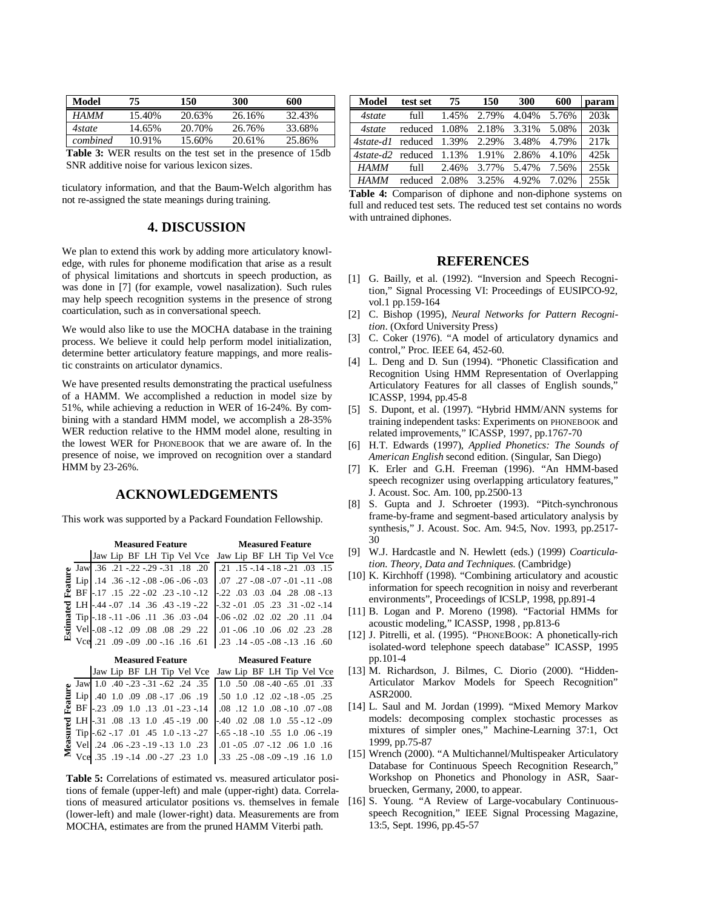| Model | 75 | 150 | 300 | 600 |
|---|---|---|---|---|
| *HAMM* | 15.40% | 20.63% | 26.16% | 32.43% |
| *4state* | 14.65% | 20.70% | 26.76% | 33.68% |
| *combined* | 10.91% | 15.60% | 20.61% | 25.86% |

**Table 3:** WER results on the test set in the presence of 15db SNR additive noise for various lexicon sizes.

ticulatory information, and that the Baum-Welch algorithm has not re-assigned the state meanings during training.

## 4. DISCUSSION

We plan to extend this work by adding more articulatory knowledge, with rules for phoneme modification that arise as a result of physical limitations and shortcuts in speech production, as was done in [7] (for example, vowel nasalization). Such rules may help speech recognition systems in the presence of strong coarticulation, such as in conversational speech.

We would also like to use the MOCHA database in the training process. We believe it could help perform model initialization, determine better articulatory feature mappings, and more realistic constraints on articulator dynamics.

We have presented results demonstrating the practical usefulness of a HAMM. We accomplished a reduction in model size by 51%, while achieving a reduction in WER of 16-24%. By combining with a standard HMM model, we accomplish a 28-35% WER reduction relative to the HMM model alone, resulting in the lowest WER for PHONEBOOK that we are aware of. In the presence of noise, we improved on recognition over a standard HMM by 23-26%.

## ACKNOWLEDGEMENTS

This work was supported by a Packard Foundation Fellowship.

| Estimated Feature | Measured Feature: Jaw | Lip | BF | LH | Tip | Vel | Vce | Measured Feature: Jaw | Lip | BF | LH | Tip | Vel | Vce |
|---|---|---|---|---|---|---|---|---|---|---|---|---|---|---|
| Jaw | .36 | .21 | -.22 | -.29 | -.31 | .18 | .20 | .21 | .15 | -.14 | -.18 | -.21 | .03 | .15 |
| Lip | .14 | .36 | -.12 | -.08 | -.06 | -.06 | -.03 | .07 | .27 | -.08 | -.07 | -.01 | -.11 | -.08 |
| BF | -.17 | .15 | .22 | -.02 | .23 | -.10 | -.12 | -.22 | .03 | .03 | .04 | .28 | .08 | -.13 |
| LH | -.44 | -.07 | .14 | .36 | .43 | -.19 | -.22 | -.32 | -.01 | .05 | .23 | .31 | -.02 | -.14 |
| Tip | -.18 | -.11 | -.06 | .11 | .36 | .03 | -.04 | -.06 | -.02 | .02 | .02 | .20 | .11 | .04 |
| Vel | -.08 | -.12 | .09 | .08 | .08 | .29 | .22 | .01 | -.06 | .10 | .06 | .02 | .23 | .28 |
| Vce | .21 | .09 | -.09 | .00 | -.16 | .16 | .61 | .23 | .14 | -.05 | -.08 | -.13 | .16 | .60 |

| Measured Feature | Measured Feature: Jaw | Lip | BF | LH | Tip | Vel | Vce | Measured Feature: Jaw | Lip | BF | LH | Tip | Vel | Vce |
|---|---|---|---|---|---|---|---|---|---|---|---|---|---|---|
| Jaw | 1.0 | .40 | -.23 | -.31 | -.62 | .24 | .35 | 1.0 | .50 | .08 | -.40 | -.65 | .01 | .33 |
| Lip | .40 | 1.0 | .09 | .08 | -.17 | .06 | .19 | .50 | 1.0 | .12 | .02 | -.18 | -.05 | .25 |
| BF | -.23 | .09 | 1.0 | .13 | .01 | -.23 | -.14 | .08 | .12 | 1.0 | .08 | -.10 | .07 | -.08 |
| LH | -.31 | .08 | .13 | 1.0 | .45 | -.19 | .00 | -.40 | .02 | .08 | 1.0 | .55 | -.12 | -.09 |
| Tip | -.62 | -.17 | .01 | .45 | 1.0 | -.13 | -.27 | -.65 | -.18 | -.10 | .55 | 1.0 | .06 | -.19 |
| Vel | .24 | .06 | -.23 | -.19 | -.13 | 1.0 | .23 | .01 | -.05 | .07 | -.12 | .06 | 1.0 | .16 |
| Vce | .35 | .19 | -.14 | .00 | -.27 | .23 | 1.0 | .33 | .25 | -.08 | -.09 | -.19 | .16 | 1.0 |

**Table 5:** Correlations of estimated vs. measured articulator positions of female (upper-left) and male (upper-right) data. Correlations of measured articulator positions vs. themselves in female (lower-left) and male (lower-right) data. Measurements are from MOCHA, estimates are from the pruned HAMM Viterbi path.

| Model | test set | 75 | 150 | 300 | 600 | param |
|---|---|---|---|---|---|---|
| *4state* | full | 1.45% | 2.79% | 4.04% | 5.76% | 203k |
| *4state* | reduced | 1.08% | 2.18% | 3.31% | 5.08% | 203k |
| *4state-d1* | reduced | 1.39% | 2.29% | 3.48% | 4.79% | 217k |
| *4state-d2* | reduced | 1.13% | 1.91% | 2.86% | 4.10% | 425k |
| *HAMM* | full | 2.46% | 3.77% | 5.47% | 7.56% | 255k |
| *HAMM* | reduced | 2.08% | 3.25% | 4.92% | 7.02% | 255k |

**Table 4:** Comparison of diphone and non-diphone systems on full and reduced test sets. The reduced test set contains no words with untrained diphones.

## REFERENCES

[1] G. Bailly, et al. (1992). "Inversion and Speech Recognition," Signal Processing VI: Proceedings of EUSIPCO-92, vol.1 pp.159-164

[2] C. Bishop (1995), *Neural Networks for Pattern Recognition*. (Oxford University Press)

[3] C. Coker (1976). "A model of articulatory dynamics and control," Proc. IEEE 64, 452-60.

[4] L. Deng and D. Sun (1994). "Phonetic Classification and Recognition Using HMM Representation of Overlapping Articulatory Features for all classes of English sounds," ICASSP, 1994, pp.45-8

[5] S. Dupont, et al. (1997). "Hybrid HMM/ANN systems for training independent tasks: Experiments on PHONEBOOK and related improvements," ICASSP, 1997, pp.1767-70

[6] H.T. Edwards (1997), *Applied Phonetics: The Sounds of American English* second edition. (Singular, San Diego)

[7] K. Erler and G.H. Freeman (1996). "An HMM-based speech recognizer using overlapping articulatory features," J. Acoust. Soc. Am. 100, pp.2500-13

[8] S. Gupta and J. Schroeter (1993). "Pitch-synchronous frame-by-frame and segment-based articulatory analysis by synthesis," J. Acoust. Soc. Am. 94:5, Nov. 1993, pp.2517-30

[9] W.J. Hardcastle and N. Hewlett (eds.) (1999) *Coarticulation. Theory, Data and Techniques.* (Cambridge)

[10] K. Kirchhoff (1998). "Combining articulatory and acoustic information for speech recognition in noisy and reverberant environments", Proceedings of ICSLP, 1998, pp.891-4

[11] B. Logan and P. Moreno (1998). "Factorial HMMs for acoustic modeling," ICASSP, 1998 , pp.813-6

[12] J. Pitrelli, et al. (1995). "PHONEBOOK: A phonetically-rich isolated-word telephone speech database" ICASSP, 1995 pp.101-4

[13] M. Richardson, J. Bilmes, C. Diorio (2000). "Hidden-Articulator Markov Models for Speech Recognition" ASR2000.

[14] L. Saul and M. Jordan (1999). "Mixed Memory Markov models: decomposing complex stochastic processes as mixtures of simpler ones," Machine-Learning 37:1, Oct 1999, pp.75-87

[15] Wrench (2000). "A Multichannel/Multispeaker Articulatory Database for Continuous Speech Recognition Research," Workshop on Phonetics and Phonology in ASR, Saarbruecken, Germany, 2000, to appear.

[16] S. Young. "A Review of Large-vocabulary Continuous-speech Recognition," IEEE Signal Processing Magazine, 13:5, Sept. 1996, pp.45-57